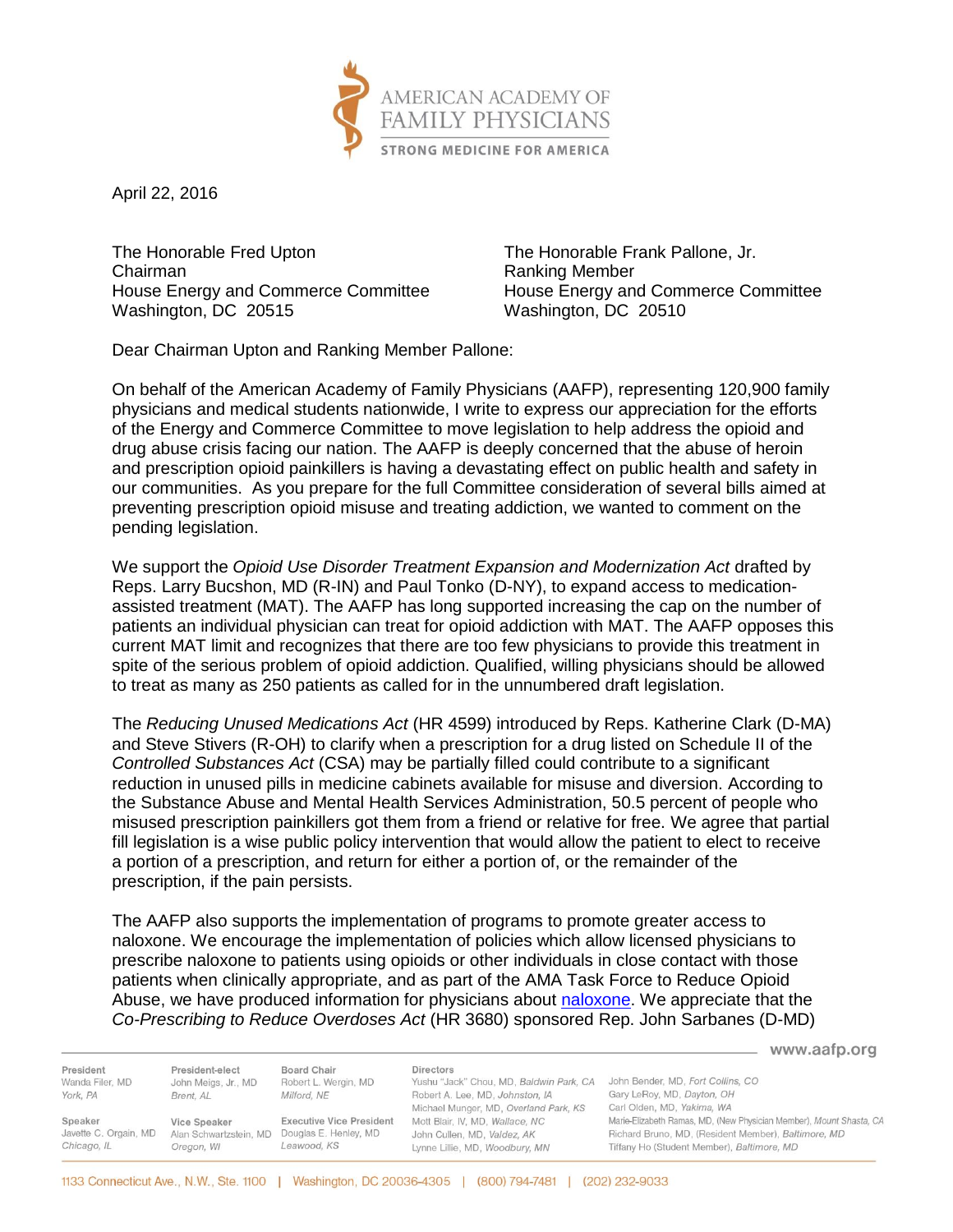AMERICAN ACADEMY OF FAMILY PHYSICIANS

STRONG MEDICINE FOR AMERICA

April 22, 2016

The Honorable Fred Upton
Chairman
House Energy and Commerce Committee
Washington, DC 20515

The Honorable Frank Pallone, Jr.
Ranking Member
House Energy and Commerce Committee
Washington, DC 20510

Dear Chairman Upton and Ranking Member Pallone:

On behalf of the American Academy of Family Physicians (AAFP), representing 120,900 family physicians and medical students nationwide, I write to express our appreciation for the efforts of the Energy and Commerce Committee to move legislation to help address the opioid and drug abuse crisis facing our nation. The AAFP is deeply concerned that the abuse of heroin and prescription opioid painkillers is having a devastating effect on public health and safety in our communities. As you prepare for the full Committee consideration of several bills aimed at preventing prescription opioid misuse and treating addiction, we wanted to comment on the pending legislation.

We support the *Opioid Use Disorder Treatment Expansion and Modernization Act* drafted by Reps. Larry Bucshon, MD (R-IN) and Paul Tonko (D-NY), to expand access to medication-assisted treatment (MAT). The AAFP has long supported increasing the cap on the number of patients an individual physician can treat for opioid addiction with MAT. The AAFP opposes this current MAT limit and recognizes that there are too few physicians to provide this treatment in spite of the serious problem of opioid addiction. Qualified, willing physicians should be allowed to treat as many as 250 patients as called for in the unnumbered draft legislation.

The *Reducing Unused Medications Act* (HR 4599) introduced by Reps. Katherine Clark (D-MA) and Steve Stivers (R-OH) to clarify when a prescription for a drug listed on Schedule II of the *Controlled Substances Act* (CSA) may be partially filled could contribute to a significant reduction in unused pills in medicine cabinets available for misuse and diversion. According to the Substance Abuse and Mental Health Services Administration, 50.5 percent of people who misused prescription painkillers got them from a friend or relative for free. We agree that partial fill legislation is a wise public policy intervention that would allow the patient to elect to receive a portion of a prescription, and return for either a portion of, or the remainder of the prescription, if the pain persists.

The AAFP also supports the implementation of programs to promote greater access to naloxone. We encourage the implementation of policies which allow licensed physicians to prescribe naloxone to patients using opioids or other individuals in close contact with those patients when clinically appropriate, and as part of the AMA Task Force to Reduce Opioid Abuse, we have produced information for physicians about naloxone. We appreciate that the *Co-Prescribing to Reduce Overdoses Act* (HR 3680) sponsored Rep. John Sarbanes (D-MD)

www.aafp.org

**President**
Wanda Filer, MD
*York, PA*

**President-elect**
John Meigs, Jr., MD
*Brent, AL*

**Board Chair**
Robert L. Wergin, MD
*Milford, NE*

**Speaker**
Javette C. Orgain, MD
*Chicago, IL*

**Vice Speaker**
Alan Schwartzstein, MD
*Oregon, WI*

**Executive Vice President**
Douglas E. Henley, MD
*Leawood, KS*

**Directors**
Yushu "Jack" Chou, MD, *Baldwin Park, CA*
Robert A. Lee, MD, *Johnston, IA*
Michael Munger, MD, *Overland Park, KS*
Mott Blair, IV, MD, *Wallace, NC*
John Cullen, MD, *Valdez, AK*
Lynne Lillie, MD, *Woodbury, MN*
John Bender, MD, *Fort Collins, CO*
Gary LeRoy, MD, *Dayton, OH*
Carl Olden, MD, *Yakima, WA*
Marie-Elizabeth Ramas, MD, (New Physician Member), *Mount Shasta, CA*
Richard Bruno, MD, (Resident Member), *Baltimore, MD*
Tiffany Ho (Student Member), *Baltimore, MD*

1133 Connecticut Ave., N.W., Ste. 1100 | Washington, DC 20036-4305 | (800) 794-7481 | (202) 232-9033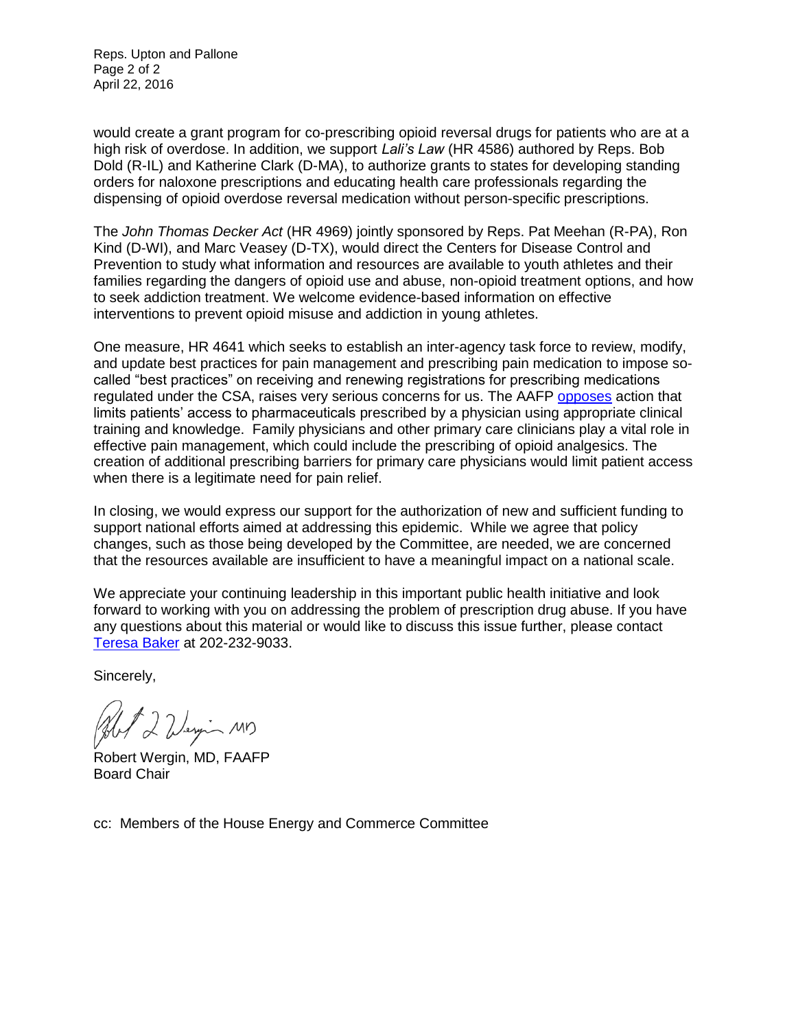would create a grant program for co-prescribing opioid reversal drugs for patients who are at a high risk of overdose. In addition, we support *Lali's Law* (HR 4586) authored by Reps. Bob Dold (R-IL) and Katherine Clark (D-MA), to authorize grants to states for developing standing orders for naloxone prescriptions and educating health care professionals regarding the dispensing of opioid overdose reversal medication without person-specific prescriptions.

The *John Thomas Decker Act* (HR 4969) jointly sponsored by Reps. Pat Meehan (R-PA), Ron Kind (D-WI), and Marc Veasey (D-TX), would direct the Centers for Disease Control and Prevention to study what information and resources are available to youth athletes and their families regarding the dangers of opioid use and abuse, non-opioid treatment options, and how to seek addiction treatment. We welcome evidence-based information on effective interventions to prevent opioid misuse and addiction in young athletes.

One measure, HR 4641 which seeks to establish an inter-agency task force to review, modify, and update best practices for pain management and prescribing pain medication to impose so-called "best practices" on receiving and renewing registrations for prescribing medications regulated under the CSA, raises very serious concerns for us. The AAFP opposes action that limits patients' access to pharmaceuticals prescribed by a physician using appropriate clinical training and knowledge. Family physicians and other primary care clinicians play a vital role in effective pain management, which could include the prescribing of opioid analgesics. The creation of additional prescribing barriers for primary care physicians would limit patient access when there is a legitimate need for pain relief.

In closing, we would express our support for the authorization of new and sufficient funding to support national efforts aimed at addressing this epidemic. While we agree that policy changes, such as those being developed by the Committee, are needed, we are concerned that the resources available are insufficient to have a meaningful impact on a national scale.

We appreciate your continuing leadership in this important public health initiative and look forward to working with you on addressing the problem of prescription drug abuse. If you have any questions about this material or would like to discuss this issue further, please contact Teresa Baker at 202-232-9033.

Sincerely,

Robert Wergin, MD, FAAFP
Board Chair

cc: Members of the House Energy and Commerce Committee